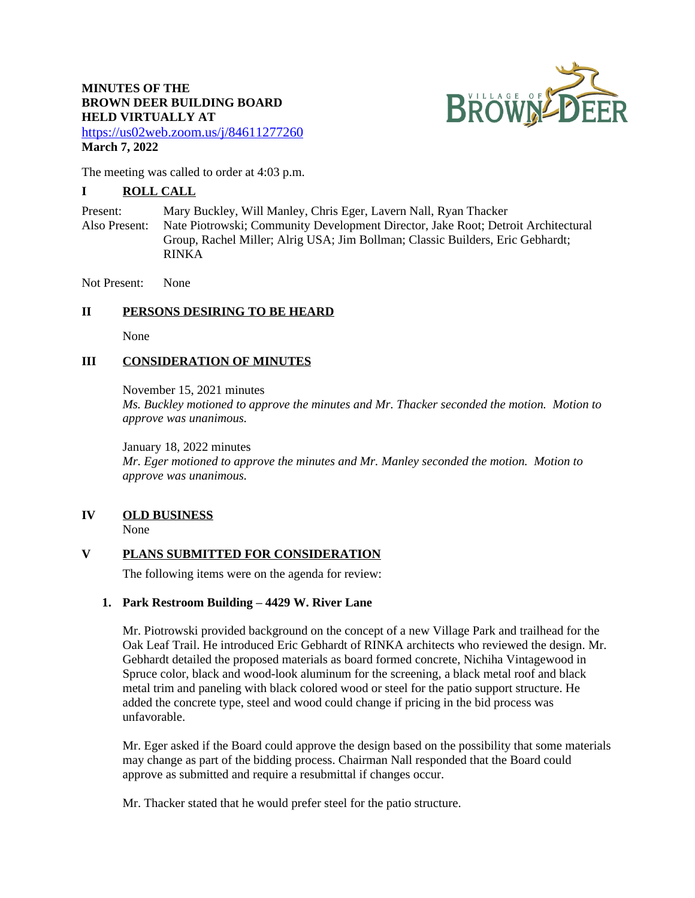**MINUTES OF THE**
**BROWN DEER BUILDING BOARD**
**HELD VIRTUALLY AT**
https://us02web.zoom.us/j/84611277260
**March 7, 2022**

The meeting was called to order at 4:03 p.m.

## I ROLL CALL

Present: Mary Buckley, Will Manley, Chris Eger, Lavern Nall, Ryan Thacker

Also Present: Nate Piotrowski; Community Development Director, Jake Root; Detroit Architectural Group, Rachel Miller; Alrig USA; Jim Bollman; Classic Builders, Eric Gebhardt; RINKA

Not Present: None

## II PERSONS DESIRING TO BE HEARD

None

## III CONSIDERATION OF MINUTES

November 15, 2021 minutes
*Ms. Buckley motioned to approve the minutes and Mr. Thacker seconded the motion. Motion to approve was unanimous.*

January 18, 2022 minutes
*Mr. Eger motioned to approve the minutes and Mr. Manley seconded the motion. Motion to approve was unanimous.*

## IV OLD BUSINESS

None

## V PLANS SUBMITTED FOR CONSIDERATION

The following items were on the agenda for review:

### 1. Park Restroom Building – 4429 W. River Lane

Mr. Piotrowski provided background on the concept of a new Village Park and trailhead for the Oak Leaf Trail. He introduced Eric Gebhardt of RINKA architects who reviewed the design. Mr. Gebhardt detailed the proposed materials as board formed concrete, Nichiha Vintagewood in Spruce color, black and wood-look aluminum for the screening, a black metal roof and black metal trim and paneling with black colored wood or steel for the patio support structure. He added the concrete type, steel and wood could change if pricing in the bid process was unfavorable.

Mr. Eger asked if the Board could approve the design based on the possibility that some materials may change as part of the bidding process. Chairman Nall responded that the Board could approve as submitted and require a resubmittal if changes occur.

Mr. Thacker stated that he would prefer steel for the patio structure.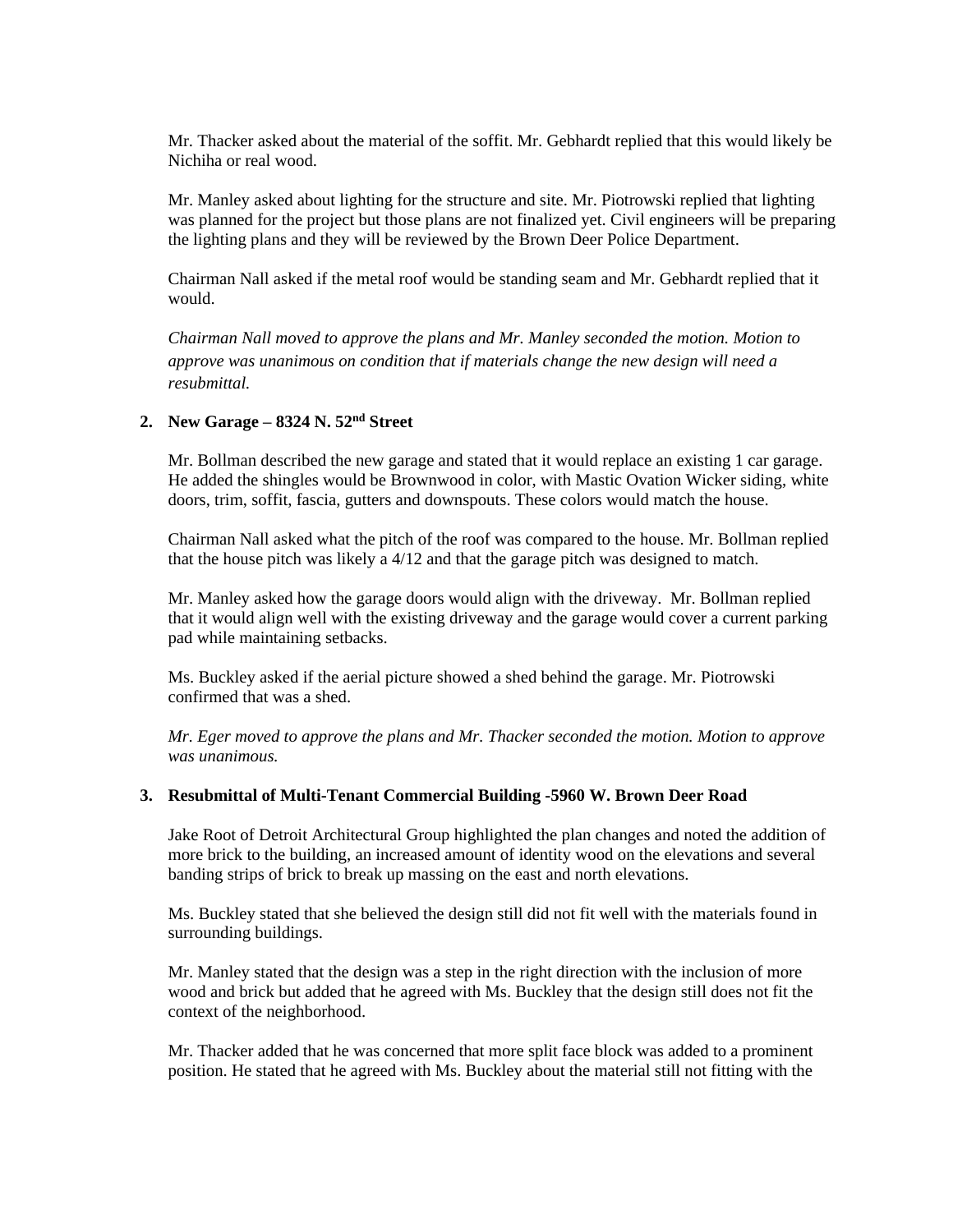Mr. Thacker asked about the material of the soffit. Mr. Gebhardt replied that this would likely be Nichiha or real wood.

Mr. Manley asked about lighting for the structure and site. Mr. Piotrowski replied that lighting was planned for the project but those plans are not finalized yet. Civil engineers will be preparing the lighting plans and they will be reviewed by the Brown Deer Police Department.

Chairman Nall asked if the metal roof would be standing seam and Mr. Gebhardt replied that it would.

*Chairman Nall moved to approve the plans and Mr. Manley seconded the motion. Motion to approve was unanimous on condition that if materials change the new design will need a resubmittal.*

**2. New Garage – 8324 N. 52nd Street**

Mr. Bollman described the new garage and stated that it would replace an existing 1 car garage. He added the shingles would be Brownwood in color, with Mastic Ovation Wicker siding, white doors, trim, soffit, fascia, gutters and downspouts. These colors would match the house.

Chairman Nall asked what the pitch of the roof was compared to the house. Mr. Bollman replied that the house pitch was likely a 4/12 and that the garage pitch was designed to match.

Mr. Manley asked how the garage doors would align with the driveway. Mr. Bollman replied that it would align well with the existing driveway and the garage would cover a current parking pad while maintaining setbacks.

Ms. Buckley asked if the aerial picture showed a shed behind the garage. Mr. Piotrowski confirmed that was a shed.

*Mr. Eger moved to approve the plans and Mr. Thacker seconded the motion. Motion to approve was unanimous.*

**3. Resubmittal of Multi-Tenant Commercial Building -5960 W. Brown Deer Road**

Jake Root of Detroit Architectural Group highlighted the plan changes and noted the addition of more brick to the building, an increased amount of identity wood on the elevations and several banding strips of brick to break up massing on the east and north elevations.

Ms. Buckley stated that she believed the design still did not fit well with the materials found in surrounding buildings.

Mr. Manley stated that the design was a step in the right direction with the inclusion of more wood and brick but added that he agreed with Ms. Buckley that the design still does not fit the context of the neighborhood.

Mr. Thacker added that he was concerned that more split face block was added to a prominent position. He stated that he agreed with Ms. Buckley about the material still not fitting with the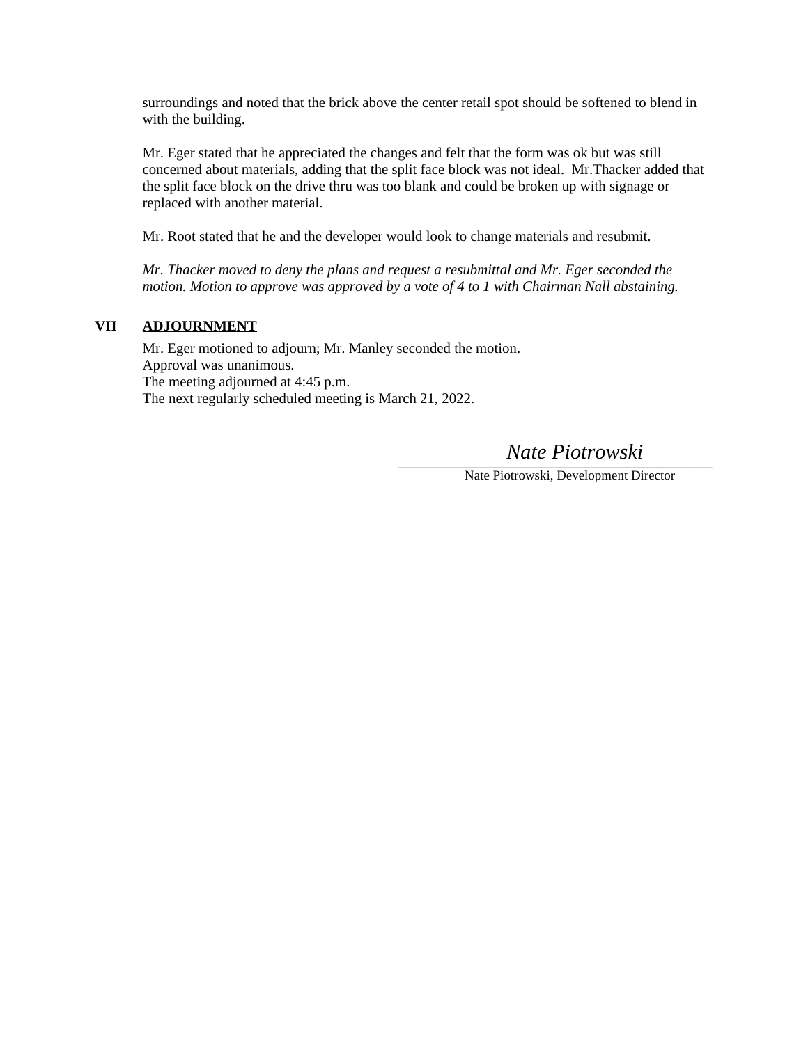surroundings and noted that the brick above the center retail spot should be softened to blend in with the building.

Mr. Eger stated that he appreciated the changes and felt that the form was ok but was still concerned about materials, adding that the split face block was not ideal.  Mr.Thacker added that the split face block on the drive thru was too blank and could be broken up with signage or replaced with another material.

Mr. Root stated that he and the developer would look to change materials and resubmit.

*Mr. Thacker moved to deny the plans and request a resubmittal and Mr. Eger seconded the motion. Motion to approve was approved by a vote of 4 to 1 with Chairman Nall abstaining.*

## VII ADJOURNMENT

Mr. Eger motioned to adjourn; Mr. Manley seconded the motion.
Approval was unanimous.
The meeting adjourned at 4:45 p.m.
The next regularly scheduled meeting is March 21, 2022.

*Nate Piotrowski*

Nate Piotrowski, Development Director